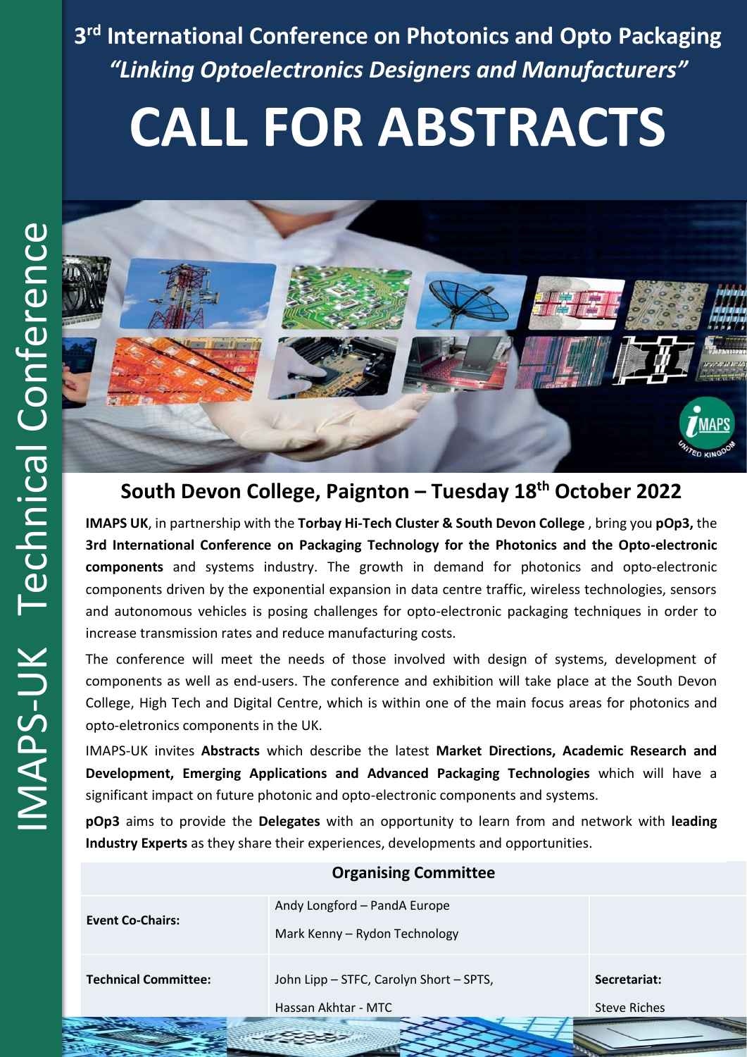IMAPS-UK Technical Conference

# 3rd International Conference on Photonics and Opto Packaging

## *"Linking Optoelectronics Designers and Manufacturers"*

# CALL FOR ABSTRACTS

## South Devon College, Paignton – Tuesday 18th October 2022

**IMAPS UK**, in partnership with the **Torbay Hi-Tech Cluster & South Devon College** , bring you **pOp3,** the **3rd International Conference on Packaging Technology for the Photonics and the Opto-electronic components** and systems industry. The growth in demand for photonics and opto-electronic components driven by the exponential expansion in data centre traffic, wireless technologies, sensors and autonomous vehicles is posing challenges for opto-electronic packaging techniques in order to increase transmission rates and reduce manufacturing costs.

The conference will meet the needs of those involved with design of systems, development of components as well as end-users. The conference and exhibition will take place at the South Devon College, High Tech and Digital Centre, which is within one of the main focus areas for photonics and opto-eletronics components in the UK.

IMAPS-UK invites **Abstracts** which describe the latest **Market Directions, Academic Research and Development, Emerging Applications and Advanced Packaging Technologies** which will have a significant impact on future photonic and opto-electronic components and systems.

**pOp3** aims to provide the **Delegates** with an opportunity to learn from and network with **leading Industry Experts** as they share their experiences, developments and opportunities.

| Organising Committee | | |
|---|---|---|
| **Event Co-Chairs:** | Andy Longford – PandA Europe<br>Mark Kenny – Rydon Technology | |
| **Technical Committee:** | John Lipp – STFC, Carolyn Short – SPTS,<br>Hassan Akhtar - MTC | **Secretariat:**<br>Steve Riches |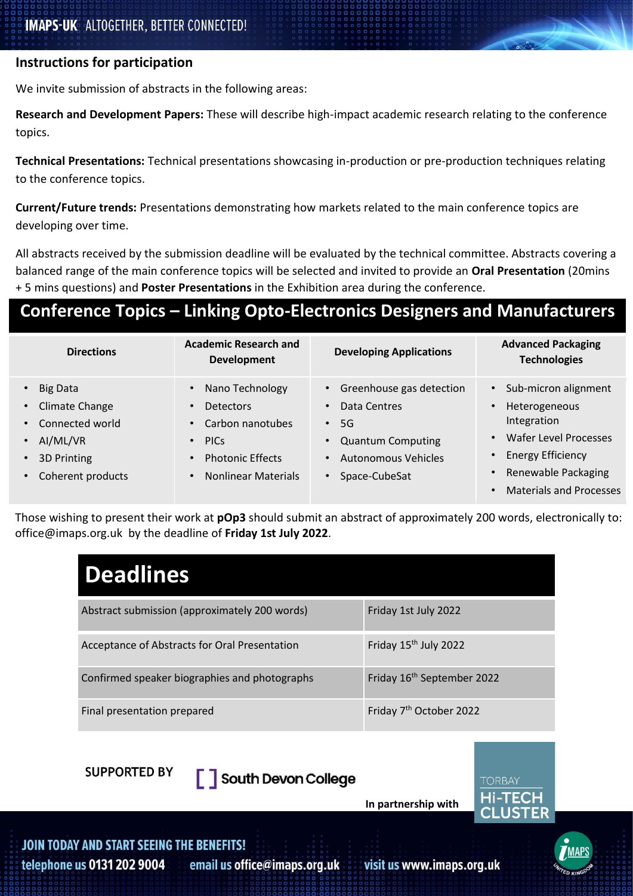## Instructions for participation

We invite submission of abstracts in the following areas:

**Research and Development Papers:** These will describe high-impact academic research relating to the conference topics.

**Technical Presentations:** Technical presentations showcasing in-production or pre-production techniques relating to the conference topics.

**Current/Future trends:** Presentations demonstrating how markets related to the main conference topics are developing over time.

All abstracts received by the submission deadline will be evaluated by the technical committee. Abstracts covering a balanced range of the main conference topics will be selected and invited to provide an **Oral Presentation** (20mins + 5 mins questions) and **Poster Presentations** in the Exhibition area during the conference.

## Conference Topics – Linking Opto-Electronics Designers and Manufacturers

| Directions | Academic Research and Development | Developing Applications | Advanced Packaging Technologies |
|---|---|---|---|
| • Big Data<br>• Climate Change<br>• Connected world<br>• AI/ML/VR<br>• 3D Printing<br>• Coherent products | • Nano Technology<br>• Detectors<br>• Carbon nanotubes<br>• PICs<br>• Photonic Effects<br>• Nonlinear Materials | • Greenhouse gas detection<br>• Data Centres<br>• 5G<br>• Quantum Computing<br>• Autonomous Vehicles<br>• Space-CubeSat | • Sub-micron alignment<br>• Heterogeneous Integration<br>• Wafer Level Processes<br>• Energy Efficiency<br>• Renewable Packaging<br>• Materials and Processes |

Those wishing to present their work at **pOp3** should submit an abstract of approximately 200 words, electronically to: office@imaps.org.uk by the deadline of **Friday 1st July 2022**.

## Deadlines

| | |
|---|---|
| Abstract submission (approximately 200 words) | Friday 1st July 2022 |
| Acceptance of Abstracts for Oral Presentation | Friday 15th July 2022 |
| Confirmed speaker biographies and photographs | Friday 16th September 2022 |
| Final presentation prepared | Friday 7th October 2022 |

**SUPPORTED BY** South Devon College

**In partnership with** Torbay Hi-Tech Cluster

**JOIN TODAY AND START SEEING THE BENEFITS!**

telephone us 0131 202 9004 email us office@imaps.org.uk visit us www.imaps.org.uk